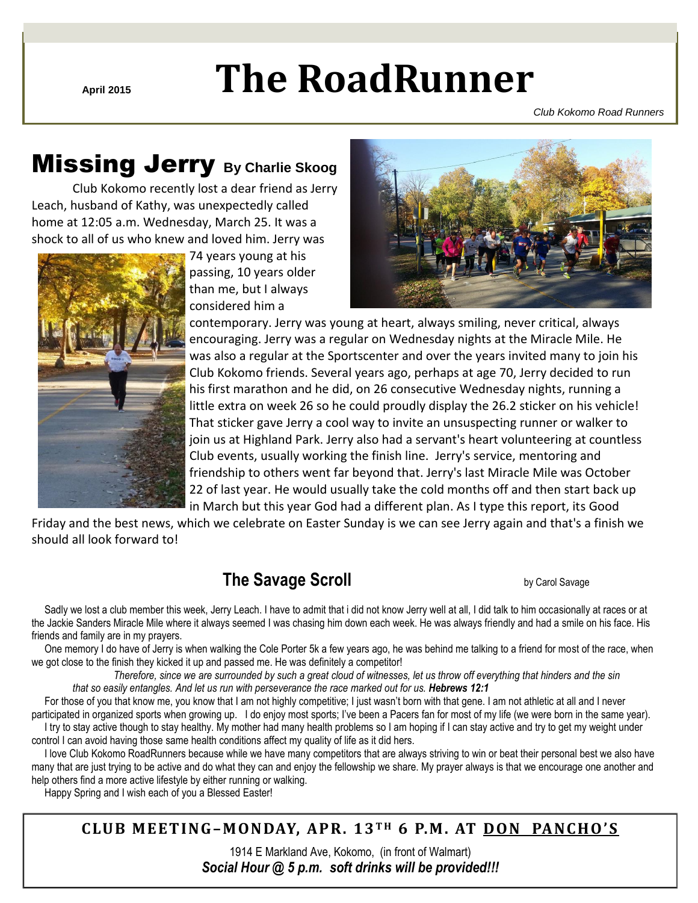April 2015

# The RoadRunner

*Club Kokomo Road Runners*

## Missing Jerry By Charlie Skoog

Club Kokomo recently lost a dear friend as Jerry Leach, husband of Kathy, was unexpectedly called home at 12:05 a.m. Wednesday, March 25. It was a shock to all of us who knew and loved him. Jerry was 74 years young at his passing, 10 years older than me, but I always considered him a contemporary. Jerry was young at heart, always smiling, never critical, always encouraging. Jerry was a regular on Wednesday nights at the Miracle Mile. He was also a regular at the Sportscenter and over the years invited many to join his Club Kokomo friends. Several years ago, perhaps at age 70, Jerry decided to run his first marathon and he did, on 26 consecutive Wednesday nights, running a little extra on week 26 so he could proudly display the 26.2 sticker on his vehicle! That sticker gave Jerry a cool way to invite an unsuspecting runner or walker to join us at Highland Park. Jerry also had a servant's heart volunteering at countless Club events, usually working the finish line. Jerry's service, mentoring and friendship to others went far beyond that. Jerry's last Miracle Mile was October 22 of last year. He would usually take the cold months off and then start back up in March but this year God had a different plan. As I type this report, its Good Friday and the best news, which we celebrate on Easter Sunday is we can see Jerry again and that's a finish we should all look forward to!

## The Savage Scroll

by Carol Savage

Sadly we lost a club member this week, Jerry Leach. I have to admit that i did not know Jerry well at all, I did talk to him occasionally at races or at the Jackie Sanders Miracle Mile where it always seemed I was chasing him down each week. He was always friendly and had a smile on his face. His friends and family are in my prayers.

One memory I do have of Jerry is when walking the Cole Porter 5k a few years ago, he was behind me talking to a friend for most of the race, when we got close to the finish they kicked it up and passed me. He was definitely a competitor!

*Therefore, since we are surrounded by such a great cloud of witnesses, let us throw off everything that hinders and the sin that so easily entangles. And let us run with perseverance the race marked out for us.* ***Hebrews 12:1***

For those of you that know me, you know that I am not highly competitive; I just wasn't born with that gene. I am not athletic at all and I never participated in organized sports when growing up. I do enjoy most sports; I've been a Pacers fan for most of my life (we were born in the same year).

I try to stay active though to stay healthy. My mother had many health problems so I am hoping if I can stay active and try to get my weight under control I can avoid having those same health conditions affect my quality of life as it did hers.

I love Club Kokomo RoadRunners because while we have many competitors that are always striving to win or beat their personal best we also have many that are just trying to be active and do what they can and enjoy the fellowship we share. My prayer always is that we encourage one another and help others find a more active lifestyle by either running or walking.

Happy Spring and I wish each of you a Blessed Easter!

**CLUB MEETING–MONDAY, APR. 13TH 6 P.M. AT DON PANCHO'S**

1914 E Markland Ave, Kokomo, (in front of Walmart)

***Social Hour @ 5 p.m. soft drinks will be provided!!!***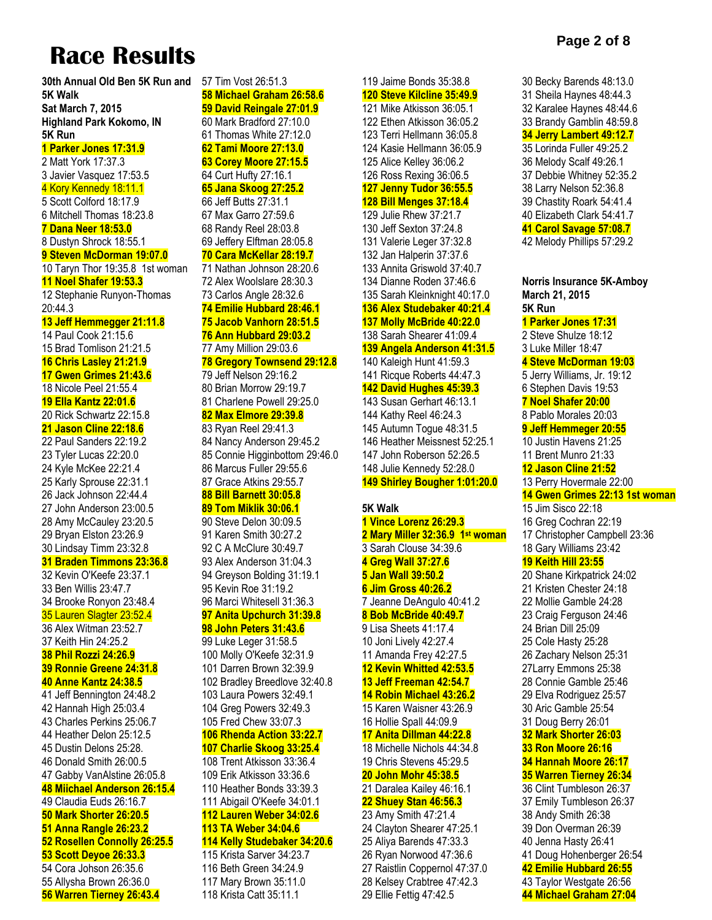# Race Results

**30th Annual Old Ben 5K Run and 5K Walk**
**Sat March 7, 2015**
**Highland Park Kokomo, IN**
**5K Run**

**1 Parker Jones 17:31.9**
2 Matt York 17:37.3
3 Javier Vasquez 17:53.5
4 Kory Kennedy 18:11.1
5 Scott Colford 18:17.9
6 Mitchell Thomas 18:23.8
**7 Dana Neer 18:53.0**
8 Dustyn Shrock 18:55.1
**9 Steven McDorman 19:07.0**
10 Taryn Thor 19:35.8 1st woman
**11 Noel Shafer 19:53.3**
12 Stephanie Runyon-Thomas 20:44.3
**13 Jeff Hemmegger 21:11.8**
14 Paul Cook 21:15.6
15 Brad Tomlison 21:21.5
**16 Chris Lasley 21:21.9**
**17 Gwen Grimes 21:43.6**
18 Nicole Peel 21:55.4
**19 Ella Kantz 22:01.6**
20 Rick Schwartz 22:15.8
**21 Jason Cline 22:18.6**
22 Paul Sanders 22:19.2
23 Tyler Lucas 22:20.0
24 Kyle McKee 22:21.4
25 Karly Sprouse 22:31.1
26 Jack Johnson 22:44.4
27 John Anderson 23:00.5
28 Amy McCauley 23:20.5
29 Bryan Elston 23:26.9
30 Lindsay Timm 23:32.8
**31 Braden Timmons 23:36.8**
32 Kevin O'Keefe 23:37.1
33 Ben Willis 23:47.7
34 Brooke Ronyon 23:48.4
35 Lauren Slagter 23:52.4
36 Alex Witman 23:52.7
37 Keith Hin 24:25.2
**38 Phil Rozzi 24:26.9**
**39 Ronnie Greene 24:31.8**
**40 Anne Kantz 24:38.5**
41 Jeff Bennington 24:48.2
42 Hannah High 25:03.4
43 Charles Perkins 25:06.7
44 Heather Delon 25:12.5
45 Dustin Delons 25:28.
46 Donald Smith 26:00.5
47 Gabby VanAlstine 26:05.8
**48 Miichael Anderson 26:15.4**
49 Claudia Euds 26:16.7
**50 Mark Shorter 26:20.5**
**51 Anna Rangle 26:23.2**
**52 Rosellen Connolly 26:25.5**
**53 Scott Deyoe 26:33.3**
54 Cora Johson 26:35.6
55 Allysha Brown 26:36.0
**56 Warren Tierney 26:43.4**
57 Tim Vost 26:51.3
**58 Michael Graham 26:58.6**
**59 David Reingale 27:01.9**
60 Mark Bradford 27:10.0
61 Thomas White 27:12.0
**62 Tami Moore 27:13.0**
**63 Corey Moore 27:15.5**
64 Curt Hufty 27:16.1
**65 Jana Skoog 27:25.2**
66 Jeff Butts 27:31.1
67 Max Garro 27:59.6
68 Randy Reel 28:03.8
69 Jeffery Elftman 28:05.8
**70 Cara McKellar 28:19.7**
71 Nathan Johnson 28:20.6
72 Alex Woolslare 28:30.3
73 Carlos Angle 28:32.6
**74 Emilie Hubbard 28:46.1**
**75 Jacob Vanhorn 28:51.5**
**76 Ann Hubbard 29:03.2**
77 Amy Million 29:03.6
**78 Gregory Townsend 29:12.8**
79 Jeff Nelson 29:16.2
80 Brian Morrow 29:19.7
81 Charlene Powell 29:25.0
**82 Max Elmore 29:39.8**
83 Ryan Reel 29:41.3
84 Nancy Anderson 29:45.2
85 Connie Higginbottom 29:46.0
86 Marcus Fuller 29:55.6
87 Grace Atkins 29:55.7
**88 Bill Barnett 30:05.8**
**89 Tom Miklik 30:06.1**
90 Steve Delon 30:09.5
91 Karen Smith 30:27.2
92 C A McClure 30:49.7
93 Alex Anderson 31:04.3
94 Greyson Bolding 31:19.1
95 Kevin Roe 31:19.2
96 Marci Whitesell 31:36.3
**97 Anita Upchurch 31:39.8**
**98 John Peters 31:43.6**
99 Luke Leger 31:58.5
100 Molly O'Keefe 32:31.9
101 Darren Brown 32:39.9
102 Bradley Breedlove 32:40.8
103 Laura Powers 32:49.1
104 Greg Powers 32:49.3
105 Fred Chew 33:07.3
**106 Rhenda Action 33:22.7**
**107 Charlie Skoog 33:25.4**
108 Trent Atkisson 33:36.4
109 Erik Atkisson 33:36.6
110 Heather Bonds 33:39.3
111 Abigail O'Keefe 34:01.1
**112 Lauren Weber 34:02.6**
**113 TA Weber 34:04.6**
**114 Kelly Studebaker 34:20.6**
115 Krista Sarver 34:23.7
116 Beth Green 34:24.9
117 Mary Brown 35:11.0
118 Krista Catt 35:11.1
119 Jaime Bonds 35:38.8
**120 Steve Kilcline 35:49.9**
121 Mike Atkisson 36:05.1
122 Ethen Atkisson 36:05.2
123 Terri Hellmann 36:05.8
124 Kasie Hellmann 36:05.9
125 Alice Kelley 36:06.2
126 Ross Rexing 36:06.5
**127 Jenny Tudor 36:55.5**
**128 Bill Menges 37:18.4**
129 Julie Rhew 37:21.7
130 Jeff Sexton 37:24.8
131 Valerie Leger 37:32.8
132 Jan Halperin 37:37.6
133 Annita Griswold 37:40.7
134 Dianne Roden 37:46.6
135 Sarah Kleinknight 40:17.0
**136 Alex Studebaker 40:21.4**
**137 Molly McBride 40:22.0**
138 Sarah Shearer 41:09.4
**139 Angela Anderson 41:31.5**
140 Kaleigh Hunt 41:59.3
141 Ricque Roberts 44:47.3
**142 David Hughes 45:39.3**
143 Susan Gerhart 46:13.1
144 Kathy Reel 46:24.3
145 Autumn Togue 48:31.5
146 Heather Meissnest 52:25.1
147 John Roberson 52:26.5
148 Julie Kennedy 52:28.0
**149 Shirley Bougher 1:01:20.0**

**5K Walk**

**1 Vince Lorenz 26:29.3**
**2 Mary Miller 32:36.9 1st woman**
3 Sarah Clouse 34:39.6
**4 Greg Wall 37:27.6**
**5 Jan Wall 39:50.2**
**6 Jim Gross 40:26.2**
7 Jeanne DeAngulo 40:41.2
**8 Bob McBride 40:49.7**
9 Lisa Sheets 41:17.4
10 Joni Lively 42:27.4
11 Amanda Frey 42:27.5
**12 Kevin Whitted 42:53.5**
**13 Jeff Freeman 42:54.7**
**14 Robin Michael 43:26.2**
15 Karen Waisner 43:26.9
16 Hollie Spall 44:09.9
**17 Anita Dillman 44:22.8**
18 Michelle Nichols 44:34.8
19 Chris Stevens 45:29.5
**20 John Mohr 45:38.5**
21 Daralea Kailey 46:16.1
**22 Shuey Stan 46:56.3**
23 Amy Smith 47:21.4
24 Clayton Shearer 47:25.1
25 Aliya Barends 47:33.3
26 Ryan Norwood 47:36.6
27 Raistlin Coppernol 47:37.0
28 Kelsey Crabtree 47:42.3
29 Ellie Fettig 47:42.5
30 Becky Barends 48:13.0
31 Sheila Haynes 48:44.3
32 Karalee Haynes 48:44.6
33 Brandy Gamblin 48:59.8
**34 Jerry Lambert 49:12.7**
35 Lorinda Fuller 49:25.2
36 Melody Scalf 49:26.1
37 Debbie Whitney 52:35.2
38 Larry Nelson 52:36.8
39 Chastity Roark 54:41.4
40 Elizabeth Clark 54:41.7
**41 Carol Savage 57:08.7**
42 Melody Phillips 57:29.2

**Norris Insurance 5K-Amboy**
**March 21, 2015**
**5K Run**

**1 Parker Jones 17:31**
2 Steve Shulze 18:12
3 Luke Miller 18:47
**4 Steve McDorman 19:03**
5 Jerry Williams, Jr. 19:12
6 Stephen Davis 19:53
**7 Noel Shafer 20:00**
8 Pablo Morales 20:03
**9 Jeff Hemmeger 20:55**
10 Justin Havens 21:25
11 Brent Munro 21:33
**12 Jason Cline 21:52**
13 Perry Hovermale 22:00
**14 Gwen Grimes 22:13 1st woman**
15 Jim Sisco 22:18
16 Greg Cochran 22:19
17 Christopher Campbell 23:36
18 Gary Williams 23:42
**19 Keith Hill 23:55**
20 Shane Kirkpatrick 24:02
21 Kristen Chester 24:18
22 Mollie Gamble 24:28
23 Craig Ferguson 24:46
24 Brian Dill 25:09
25 Cole Hasty 25:28
26 Zachary Nelson 25:31
27Larry Emmons 25:38
28 Connie Gamble 25:46
29 Elva Rodriguez 25:57
30 Aric Gamble 25:54
31 Doug Berry 26:01
**32 Mark Shorter 26:03**
**33 Ron Moore 26:16**
**34 Hannah Moore 26:17**
**35 Warren Tierney 26:34**
36 Clint Tumbleson 26:37
37 Emily Tumbleson 26:37
38 Andy Smith 26:38
39 Don Overman 26:39
40 Jenna Hasty 26:41
41 Doug Hohenberger 26:54
**42 Emilie Hubbard 26:55**
43 Taylor Westgate 26:56
**44 Michael Graham 27:04**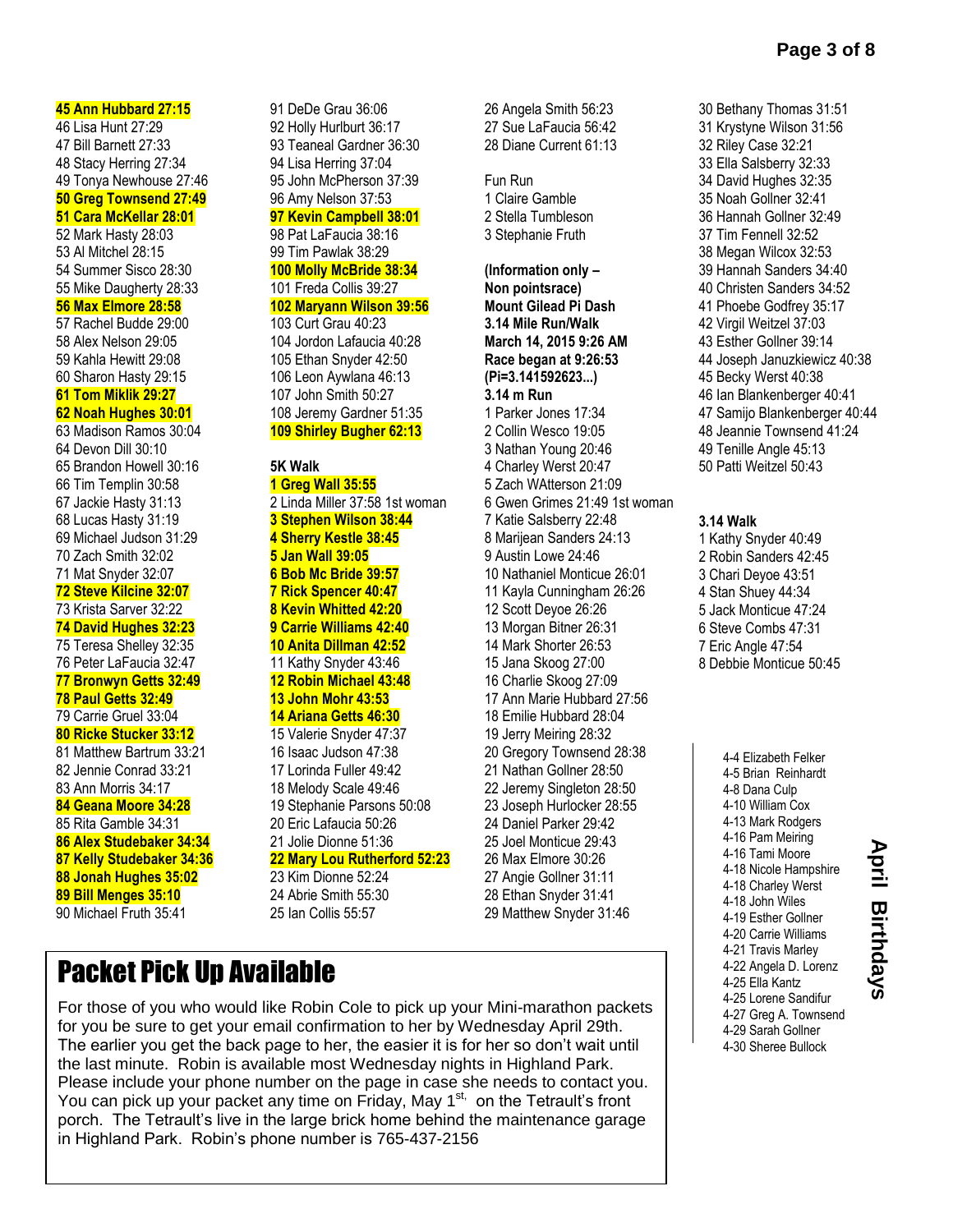**45 Ann Hubbard 27:15**
46 Lisa Hunt 27:29
47 Bill Barnett 27:33
48 Stacy Herring 27:34
49 Tonya Newhouse 27:46
**50 Greg Townsend 27:49**
**51 Cara McKellar 28:01**
52 Mark Hasty 28:03
53 Al Mitchel 28:15
54 Summer Sisco 28:30
55 Mike Daugherty 28:33
**56 Max Elmore 28:58**
57 Rachel Budde 29:00
58 Alex Nelson 29:05
59 Kahla Hewitt 29:08
60 Sharon Hasty 29:15
**61 Tom Miklik 29:27**
**62 Noah Hughes 30:01**
63 Madison Ramos 30:04
64 Devon Dill 30:10
65 Brandon Howell 30:16
66 Tim Templin 30:58
67 Jackie Hasty 31:13
68 Lucas Hasty 31:19
69 Michael Judson 31:29
70 Zach Smith 32:02
71 Mat Snyder 32:07
**72 Steve Kilcine 32:07**
73 Krista Sarver 32:22
**74 David Hughes 32:23**
75 Teresa Shelley 32:35
76 Peter LaFaucia 32:47
**77 Bronwyn Getts 32:49**
**78 Paul Getts 32:49**
79 Carrie Gruel 33:04
**80 Ricke Stucker 33:12**
81 Matthew Bartrum 33:21
82 Jennie Conrad 33:21
83 Ann Morris 34:17
**84 Geana Moore 34:28**
85 Rita Gamble 34:31
**86 Alex Studebaker 34:34**
**87 Kelly Studebaker 34:36**
**88 Jonah Hughes 35:02**
**89 Bill Menges 35:10**
90 Michael Fruth 35:41
91 DeDe Grau 36:06
92 Holly Hurlburt 36:17
93 Teaneal Gardner 36:30
94 Lisa Herring 37:04
95 John McPherson 37:39
96 Amy Nelson 37:53
**97 Kevin Campbell 38:01**
98 Pat LaFaucia 38:16
99 Tim Pawlak 38:29
**100 Molly McBride 38:34**
101 Freda Collis 39:27
**102 Maryann Wilson 39:56**
103 Curt Grau 40:23
104 Jordon Lafaucia 40:28
105 Ethan Snyder 42:50
106 Leon Aywlana 46:13
107 John Smith 50:27
108 Jeremy Gardner 51:35
**109 Shirley Bugher 62:13**

**5K Walk**
**1 Greg Wall 35:55**
2 Linda Miller 37:58 1st woman
**3 Stephen Wilson 38:44**
**4 Sherry Kestle 38:45**
**5 Jan Wall 39:05**
**6 Bob Mc Bride 39:57**
**7 Rick Spencer 40:47**
**8 Kevin Whitted 42:20**
**9 Carrie Williams 42:40**
**10 Anita Dillman 42:52**
11 Kathy Snyder 43:46
**12 Robin Michael 43:48**
**13 John Mohr 43:53**
**14 Ariana Getts 46:30**
15 Valerie Snyder 47:37
16 Isaac Judson 47:38
17 Lorinda Fuller 49:42
18 Melody Scale 49:46
19 Stephanie Parsons 50:08
20 Eric Lafaucia 50:26
21 Jolie Dionne 51:36
**22 Mary Lou Rutherford 52:23**
23 Kim Dionne 52:24
24 Abrie Smith 55:30
25 Ian Collis 55:57
26 Angela Smith 56:23
27 Sue LaFaucia 56:42
28 Diane Current 61:13

Fun Run
1 Claire Gamble
2 Stella Tumbleson
3 Stephanie Fruth

**(Information only – Non pointsrace)**
**Mount Gilead Pi Dash**
**3.14 Mile Run/Walk**
**March 14, 2015 9:26 AM**
**Race began at 9:26:53**
**(Pi=3.141592623...)**

**3.14 m Run**
1 Parker Jones 17:34
2 Collin Wesco 19:05
3 Nathan Young 20:46
4 Charley Werst 20:47
5 Zach WAtterson 21:09
6 Gwen Grimes 21:49 1st woman
7 Katie Salsberry 22:48
8 Marijean Sanders 24:13
9 Austin Lowe 24:46
10 Nathaniel Monticue 26:01
11 Kayla Cunningham 26:26
12 Scott Deyoe 26:26
13 Morgan Bitner 26:31
14 Mark Shorter 26:53
15 Jana Skoog 27:00
16 Charlie Skoog 27:09
17 Ann Marie Hubbard 27:56
18 Emilie Hubbard 28:04
19 Jerry Meiring 28:32
20 Gregory Townsend 28:38
21 Nathan Gollner 28:50
22 Jeremy Singleton 28:50
23 Joseph Hurlocker 28:55
24 Daniel Parker 29:42
25 Joel Monticue 29:43
26 Max Elmore 30:26
27 Angie Gollner 31:11
28 Ethan Snyder 31:41
29 Matthew Snyder 31:46
30 Bethany Thomas 31:51
31 Krystyne Wilson 31:56
32 Riley Case 32:21
33 Ella Salsberry 32:33
34 David Hughes 32:35
35 Noah Gollner 32:41
36 Hannah Gollner 32:49
37 Tim Fennell 32:52
38 Megan Wilcox 32:53
39 Hannah Sanders 34:40
40 Christen Sanders 34:52
41 Phoebe Godfrey 35:17
42 Virgil Weitzel 37:03
43 Esther Gollner 39:14
44 Joseph Januzkiewicz 40:38
45 Becky Werst 40:38
46 Ian Blankenberger 40:41
47 Samijo Blankenberger 40:44
48 Jeannie Townsend 41:24
49 Tenille Angle 45:13
50 Patti Weitzel 50:43

**3.14 Walk**
1 Kathy Snyder 40:49
2 Robin Sanders 42:45
3 Chari Deyoe 43:51
4 Stan Shuey 44:34
5 Jack Monticue 47:24
6 Steve Combs 47:31
7 Eric Angle 47:54
8 Debbie Monticue 50:45

## April Birthdays

4-4 Elizabeth Felker
4-5 Brian Reinhardt
4-8 Dana Culp
4-10 William Cox
4-13 Mark Rodgers
4-16 Pam Meiring
4-16 Tami Moore
4-18 Nicole Hampshire
4-18 Charley Werst
4-18 John Wiles
4-19 Esther Gollner
4-20 Carrie Williams
4-21 Travis Marley
4-22 Angela D. Lorenz
4-25 Ella Kantz
4-25 Lorene Sandifur
4-27 Greg A. Townsend
4-29 Sarah Gollner
4-30 Sheree Bullock

# Packet Pick Up Available

For those of you who would like Robin Cole to pick up your Mini-marathon packets for you be sure to get your email confirmation to her by Wednesday April 29th. The earlier you get the back page to her, the easier it is for her so don't wait until the last minute. Robin is available most Wednesday nights in Highland Park. Please include your phone number on the page in case she needs to contact you. You can pick up your packet any time on Friday, May 1st, on the Tetrault's front porch. The Tetrault's live in the large brick home behind the maintenance garage in Highland Park. Robin's phone number is 765-437-2156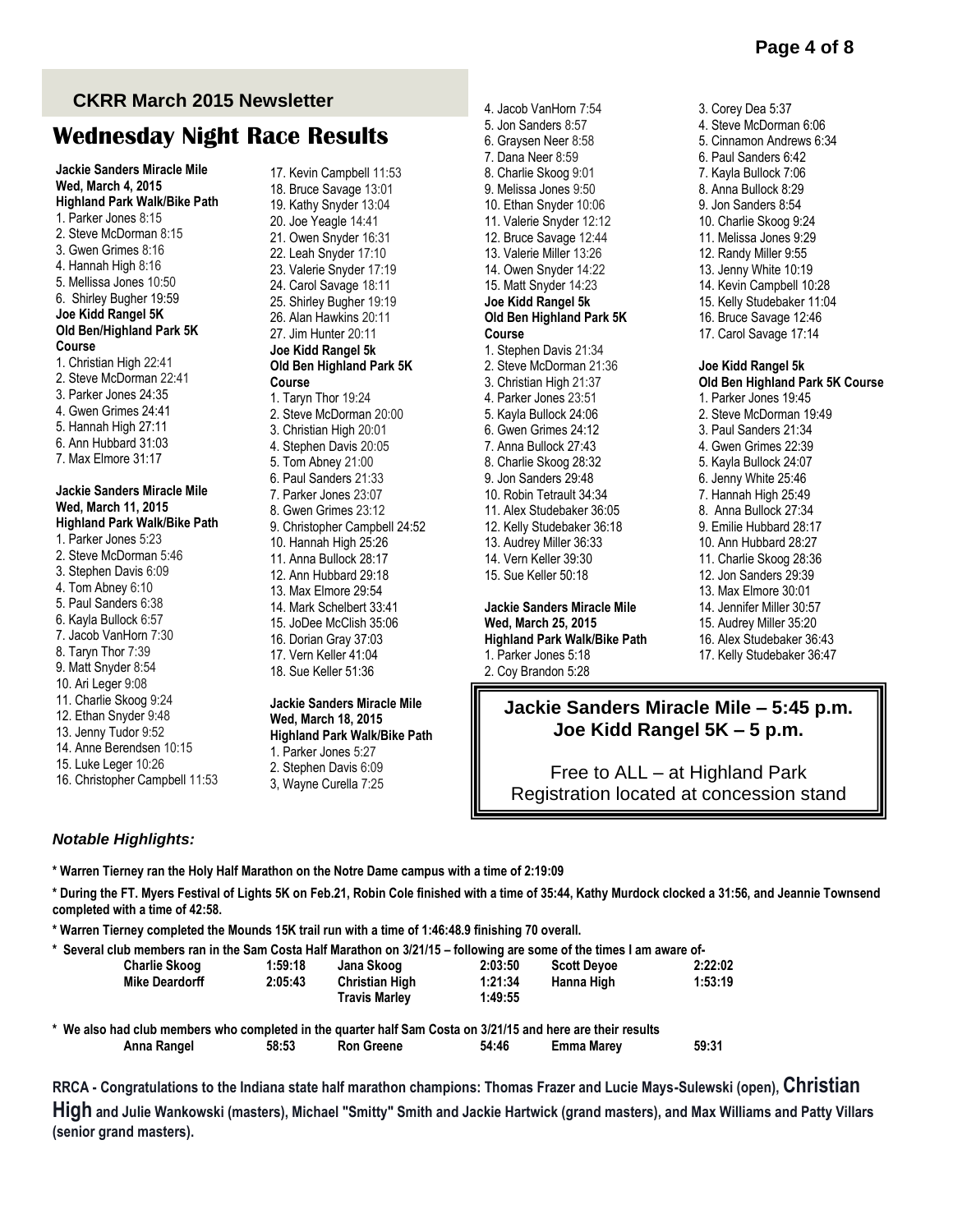**CKRR March 2015 Newsletter**

# Wednesday Night Race Results

**Jackie Sanders Miracle Mile**
**Wed, March 4, 2015**
**Highland Park Walk/Bike Path**

1. Parker Jones 8:15
2. Steve McDorman 8:15
3. Gwen Grimes 8:16
4. Hannah High 8:16
5. Mellissa Jones 10:50
6. Shirley Bugher 19:59

**Joe Kidd Rangel 5K**
**Old Ben/Highland Park 5K Course**

1. Christian High 22:41
2. Steve McDorman 22:41
3. Parker Jones 24:35
4. Gwen Grimes 24:41
5. Hannah High 27:11
6. Ann Hubbard 31:03
7. Max Elmore 31:17

**Jackie Sanders Miracle Mile**
**Wed, March 11, 2015**
**Highland Park Walk/Bike Path**

1. Parker Jones 5:23
2. Steve McDorman 5:46
3. Stephen Davis 6:09
4. Tom Abney 6:10
5. Paul Sanders 6:38
6. Kayla Bullock 6:57
7. Jacob VanHorn 7:30
8. Taryn Thor 7:39
9. Matt Snyder 8:54
10. Ari Leger 9:08
11. Charlie Skoog 9:24
12. Ethan Snyder 9:48
13. Jenny Tudor 9:52
14. Anne Berendsen 10:15
15. Luke Leger 10:26
16. Christopher Campbell 11:53
17. Kevin Campbell 11:53
18. Bruce Savage 13:01
19. Kathy Snyder 13:04
20. Joe Yeagle 14:41
21. Owen Snyder 16:31
22. Leah Snyder 17:10
23. Valerie Snyder 17:19
24. Carol Savage 18:11
25. Shirley Bugher 19:19
26. Alan Hawkins 20:11
27. Jim Hunter 20:11

**Joe Kidd Rangel 5k**
**Old Ben Highland Park 5K Course**

1. Taryn Thor 19:24
2. Steve McDorman 20:00
3. Christian High 20:01
4. Stephen Davis 20:05
5. Tom Abney 21:00
6. Paul Sanders 21:33
7. Parker Jones 23:07
8. Gwen Grimes 23:12
9. Christopher Campbell 24:52
10. Hannah High 25:26
11. Anna Bullock 28:17
12. Ann Hubbard 29:18
13. Max Elmore 29:54
14. Mark Schelbert 33:41
15. JoDee McClish 35:06
16. Dorian Gray 37:03
17. Vern Keller 41:04
18. Sue Keller 51:36

**Jackie Sanders Miracle Mile**
**Wed, March 18, 2015**
**Highland Park Walk/Bike Path**

1. Parker Jones 5:27
2. Stephen Davis 6:09
3. Wayne Curella 7:25
4. Jacob VanHorn 7:54
5. Jon Sanders 8:57
6. Graysen Neer 8:58
7. Dana Neer 8:59
8. Charlie Skoog 9:01
9. Melissa Jones 9:50
10. Ethan Snyder 10:06
11. Valerie Snyder 12:12
12. Bruce Savage 12:44
13. Valerie Miller 13:26
14. Owen Snyder 14:22
15. Matt Snyder 14:23

**Joe Kidd Rangel 5k**
**Old Ben Highland Park 5K Course**

1. Stephen Davis 21:34
2. Steve McDorman 21:36
3. Christian High 21:37
4. Parker Jones 23:51
5. Kayla Bullock 24:06
6. Gwen Grimes 24:12
7. Anna Bullock 27:43
8. Charlie Skoog 28:32
9. Jon Sanders 29:48
10. Robin Tetrault 34:34
11. Alex Studebaker 36:05
12. Kelly Studebaker 36:18
13. Audrey Miller 36:33
14. Vern Keller 39:30
15. Sue Keller 50:18

**Jackie Sanders Miracle Mile**
**Wed, March 25, 2015**
**Highland Park Walk/Bike Path**

1. Parker Jones 5:18
2. Coy Brandon 5:28
3. Corey Dea 5:37
4. Steve McDorman 6:06
5. Cinnamon Andrews 6:34
6. Paul Sanders 6:42
7. Kayla Bullock 7:06
8. Anna Bullock 8:29
9. Jon Sanders 8:54
10. Charlie Skoog 9:24
11. Melissa Jones 9:29
12. Randy Miller 9:55
13. Jenny White 10:19
14. Kevin Campbell 10:28
15. Kelly Studebaker 11:04
16. Bruce Savage 12:46
17. Carol Savage 17:14

**Joe Kidd Rangel 5k**
**Old Ben Highland Park 5K Course**

1. Parker Jones 19:45
2. Steve McDorman 19:49
3. Paul Sanders 21:34
4. Gwen Grimes 22:39
5. Kayla Bullock 24:07
6. Jenny White 25:46
7. Hannah High 25:49
8. Anna Bullock 27:34
9. Emilie Hubbard 28:17
10. Ann Hubbard 28:27
11. Charlie Skoog 28:36
12. Jon Sanders 29:39
13. Max Elmore 30:01
14. Jennifer Miller 30:57
15. Audrey Miller 35:20
16. Alex Studebaker 36:43
17. Kelly Studebaker 36:47

**Jackie Sanders Miracle Mile – 5:45 p.m.**
**Joe Kidd Rangel 5K – 5 p.m.**

Free to ALL – at Highland Park
Registration located at concession stand

***Notable Highlights:***

**\* Warren Tierney ran the Holy Half Marathon on the Notre Dame campus with a time of 2:19:09**

**\* During the FT. Myers Festival of Lights 5K on Feb.21, Robin Cole finished with a time of 35:44, Kathy Murdock clocked a 31:56, and Jeannie Townsend completed with a time of 42:58.**

**\* Warren Tierney completed the Mounds 15K trail run with a time of 1:46:48.9 finishing 70 overall.**

**\* Several club members ran in the Sam Costa Half Marathon on 3/21/15 – following are some of the times I am aware of-**

| | | | | | |
|---|---|---|---|---|---|
| **Charlie Skoog** | **1:59:18** | **Jana Skoog** | **2:03:50** | **Scott Deyoe** | **2:22:02** |
| **Mike Deardorff** | **2:05:43** | **Christian High** | **1:21:34** | **Hanna High** | **1:53:19** |
| | | **Travis Marley** | **1:49:55** | | |

**\* We also had club members who completed in the quarter half Sam Costa on 3/21/15 and here are their results**

| | | | | | |
|---|---|---|---|---|---|
| **Anna Rangel** | **58:53** | **Ron Greene** | **54:46** | **Emma Marey** | **59:31** |

**RRCA - Congratulations to the Indiana state half marathon champions: Thomas Frazer and Lucie Mays-Sulewski (open), Christian High and Julie Wankowski (masters), Michael "Smitty" Smith and Jackie Hartwick (grand masters), and Max Williams and Patty Villars (senior grand masters).**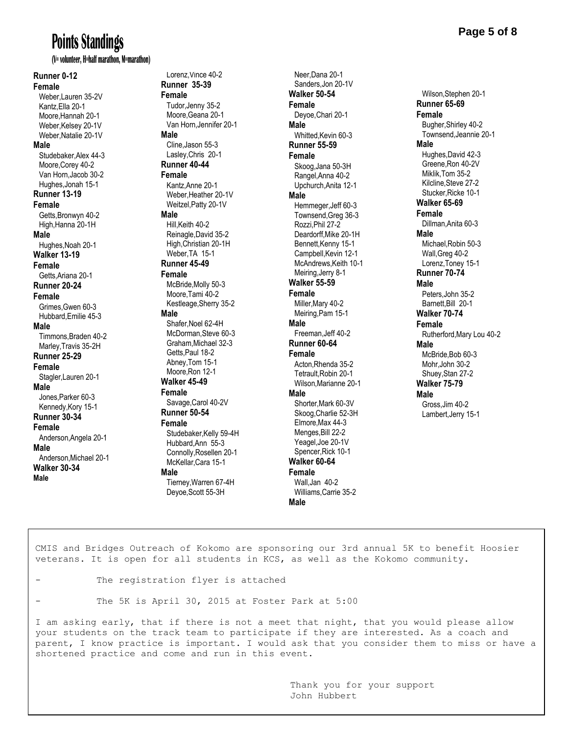# Points Standings

(V= volunteer, H=half marathon, M=marathon)

**Runner 0-12**

**Female**

Weber,Lauren 35-2V
Kantz,Ella 20-1
Moore,Hannah 20-1
Weber,Kelsey 20-1V
Weber,Natalie 20-1V

**Male**

Studebaker,Alex 44-3
Moore,Corey 40-2
Van Horn,Jacob 30-2
Hughes,Jonah 15-1

**Runner 13-19**

**Female**

Getts,Bronwyn 40-2
High,Hanna 20-1H

**Male**

Hughes,Noah 20-1

**Walker 13-19**

**Female**

Getts,Ariana 20-1

**Runner 20-24**

**Female**

Grimes,Gwen 60-3
Hubbard,Emilie 45-3

**Male**

Timmons,Braden 40-2
Marley,Travis 35-2H

**Runner 25-29**

**Female**

Stagler,Lauren 20-1

**Male**

Jones,Parker 60-3
Kennedy,Kory 15-1

**Runner 30-34**

**Female**

Anderson,Angela 20-1

**Male**

Anderson,Michael 20-1

**Walker 30-34**

**Male**

Lorenz,Vince 40-2

**Runner 35-39**

**Female**

Tudor,Jenny 35-2
Moore,Geana 20-1
Van Horn,Jennifer 20-1

**Male**

Cline,Jason 55-3
Lasley,Chris 20-1

**Runner 40-44**

**Female**

Kantz,Anne 20-1
Weber,Heather 20-1V
Weitzel,Patty 20-1V

**Male**

Hill,Keith 40-2
Reinagle,David 35-2
High,Christian 20-1H
Weber,TA 15-1

**Runner 45-49**

**Female**

McBride,Molly 50-3
Moore,Tami 40-2
Kestleage,Sherry 35-2

**Male**

Shafer,Noel 62-4H
McDorman,Steve 60-3
Graham,Michael 32-3
Getts,Paul 18-2
Abney,Tom 15-1
Moore,Ron 12-1

**Walker 45-49**

**Female**

Savage,Carol 40-2V

**Runner 50-54**

**Female**

Studebaker,Kelly 59-4H
Hubbard,Ann 55-3
Connolly,Rosellen 20-1
McKellar,Cara 15-1

**Male**

Tierney,Warren 67-4H
Deyoe,Scott 55-3H
Neer,Dana 20-1
Sanders,Jon 20-1V

**Walker 50-54**

**Female**

Deyoe,Chari 20-1

**Male**

Whitted,Kevin 60-3

**Runner 55-59**

**Female**

Skoog,Jana 50-3H
Rangel,Anna 40-2
Upchurch,Anita 12-1

**Male**

Hemmeger,Jeff 60-3
Townsend,Greg 36-3
Rozzi,Phil 27-2
Deardorff,Mike 20-1H
Bennett,Kenny 15-1
Campbell,Kevin 12-1
McAndrews,Keith 10-1
Meiring,Jerry 8-1

**Walker 55-59**

**Female**

Miller,Mary 40-2
Meiring,Pam 15-1

**Male**

Freeman,Jeff 40-2

**Runner 60-64**

**Female**

Acton,Rhenda 35-2
Tetrault,Robin 20-1
Wilson,Marianne 20-1

**Male**

Shorter,Mark 60-3V
Skoog,Charlie 52-3H
Elmore,Max 44-3
Menges,Bill 22-2
Yeagel,Joe 20-1V
Spencer,Rick 10-1

**Walker 60-64**

**Female**

Wall,Jan 40-2
Williams,Carrie 35-2

**Male**

Wilson,Stephen 20-1

**Runner 65-69**

**Female**

Bugher,Shirley 40-2
Townsend,Jeannie 20-1

**Male**

Hughes,David 42-3
Greene,Ron 40-2V
Miklik,Tom 35-2
Kilcline,Steve 27-2
Stucker,Ricke 10-1

**Walker 65-69**

**Female**

Dillman,Anita 60-3

**Male**

Michael,Robin 50-3
Wall,Greg 40-2
Lorenz,Toney 15-1

**Runner 70-74**

**Male**

Peters,John 35-2
Barnett,Bill 20-1

**Walker 70-74**

**Female**

Rutherford,Mary Lou 40-2

**Male**

McBride,Bob 60-3
Mohr,John 30-2
Shuey,Stan 27-2

**Walker 75-79**

**Male**

Gross,Jim 40-2
Lambert,Jerry 15-1

---

CMIS and Bridges Outreach of Kokomo are sponsoring our 3rd annual 5K to benefit Hoosier veterans. It is open for all students in KCS, as well as the Kokomo community.

- The registration flyer is attached
- The 5K is April 30, 2015 at Foster Park at 5:00

I am asking early, that if there is not a meet that night, that you would please allow your students on the track team to participate if they are interested. As a coach and parent, I know practice is important. I would ask that you consider them to miss or have a shortened practice and come and run in this event.

Thank you for your support
John Hubbert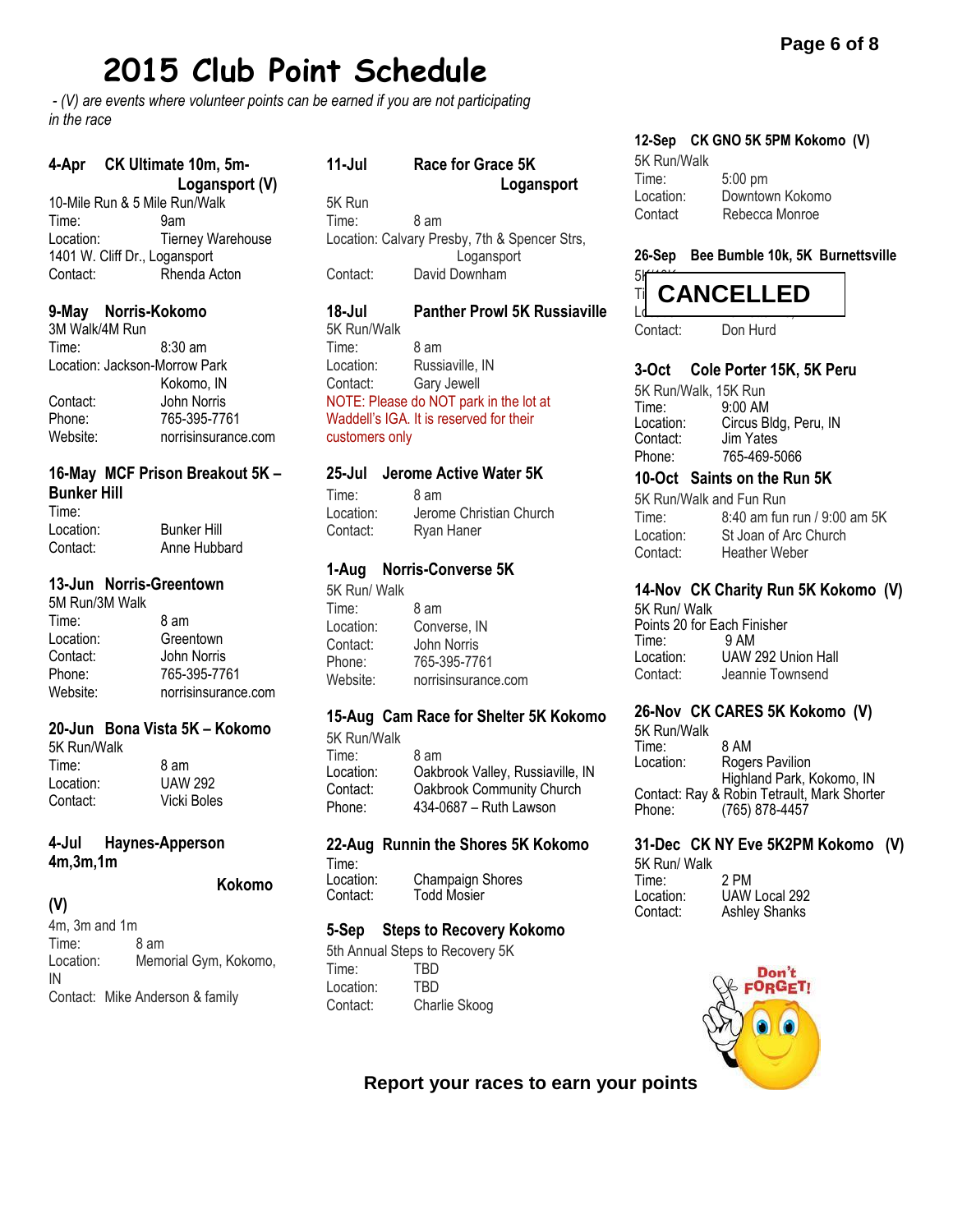# 2015 Club Point Schedule

*- (V) are events where volunteer points can be earned if you are not participating in the race*

### 4-Apr CK Ultimate 10m, 5m- Logansport (V)

10-Mile Run & 5 Mile Run/Walk
Time: 9am
Location: Tierney Warehouse
1401 W. Cliff Dr., Logansport
Contact: Rhenda Acton

### 9-May Norris-Kokomo

3M Walk/4M Run
Time: 8:30 am
Location: Jackson-Morrow Park
Kokomo, IN
Contact: John Norris
Phone: 765-395-7761
Website: norrisinsurance.com

### 16-May MCF Prison Breakout 5K – Bunker Hill

Time:
Location: Bunker Hill
Contact: Anne Hubbard

### 13-Jun Norris-Greentown

5M Run/3M Walk
Time: 8 am
Location: Greentown
Contact: John Norris
Phone: 765-395-7761
Website: norrisinsurance.com

### 20-Jun Bona Vista 5K – Kokomo

5K Run/Walk
Time: 8 am
Location: UAW 292
Contact: Vicki Boles

### 4-Jul Haynes-Apperson 4m,3m,1m Kokomo (V)

4m, 3m and 1m
Time: 8 am
Location: Memorial Gym, Kokomo, IN
Contact: Mike Anderson & family

### 11-Jul Race for Grace 5K Logansport

5K Run
Time: 8 am
Location: Calvary Presby, 7th & Spencer Strs, Logansport
Contact: David Downham

### 18-Jul Panther Prowl 5K Russiaville

5K Run/Walk
Time: 8 am
Location: Russiaville, IN
Contact: Gary Jewell
NOTE: Please do NOT park in the lot at Waddell's IGA. It is reserved for their customers only

### 25-Jul Jerome Active Water 5K

Time: 8 am
Location: Jerome Christian Church
Contact: Ryan Haner

### 1-Aug Norris-Converse 5K

5K Run/ Walk
Time: 8 am
Location: Converse, IN
Contact: John Norris
Phone: 765-395-7761
Website: norrisinsurance.com

### 15-Aug Cam Race for Shelter 5K Kokomo

5K Run/Walk
Time: 8 am
Location: Oakbrook Valley, Russiaville, IN
Contact: Oakbrook Community Church
Phone: 434-0687 – Ruth Lawson

### 22-Aug Runnin the Shores 5K Kokomo

Time:
Location: Champaign Shores
Contact: Todd Mosier

### 5-Sep Steps to Recovery Kokomo

5th Annual Steps to Recovery 5K
Time: TBD
Location: TBD
Contact: Charlie Skoog

### 12-Sep CK GNO 5K 5PM Kokomo (V)

5K Run/Walk
Time: 5:00 pm
Location: Downtown Kokomo
Contact: Rebecca Monroe

### 26-Sep Bee Bumble 10k, 5K Burnettsville

**CANCELLED**

Contact: Don Hurd

### 3-Oct Cole Porter 15K, 5K Peru

5K Run/Walk, 15K Run
Time: 9:00 AM
Location: Circus Bldg, Peru, IN
Contact: Jim Yates
Phone: 765-469-5066

### 10-Oct Saints on the Run 5K

5K Run/Walk and Fun Run
Time: 8:40 am fun run / 9:00 am 5K
Location: St Joan of Arc Church
Contact: Heather Weber

### 14-Nov CK Charity Run 5K Kokomo (V)

5K Run/ Walk
Points 20 for Each Finisher
Time: 9 AM
Location: UAW 292 Union Hall
Contact: Jeannie Townsend

### 26-Nov CK CARES 5K Kokomo (V)

5K Run/Walk
Time: 8 AM
Location: Rogers Pavilion
Highland Park, Kokomo, IN
Contact: Ray & Robin Tetrault, Mark Shorter
Phone: (765) 878-4457

### 31-Dec CK NY Eve 5K2PM Kokomo (V)

5K Run/ Walk
Time: 2 PM
Location: UAW Local 292
Contact: Ashley Shanks

Don't FORGET!

**Report your races to earn your points**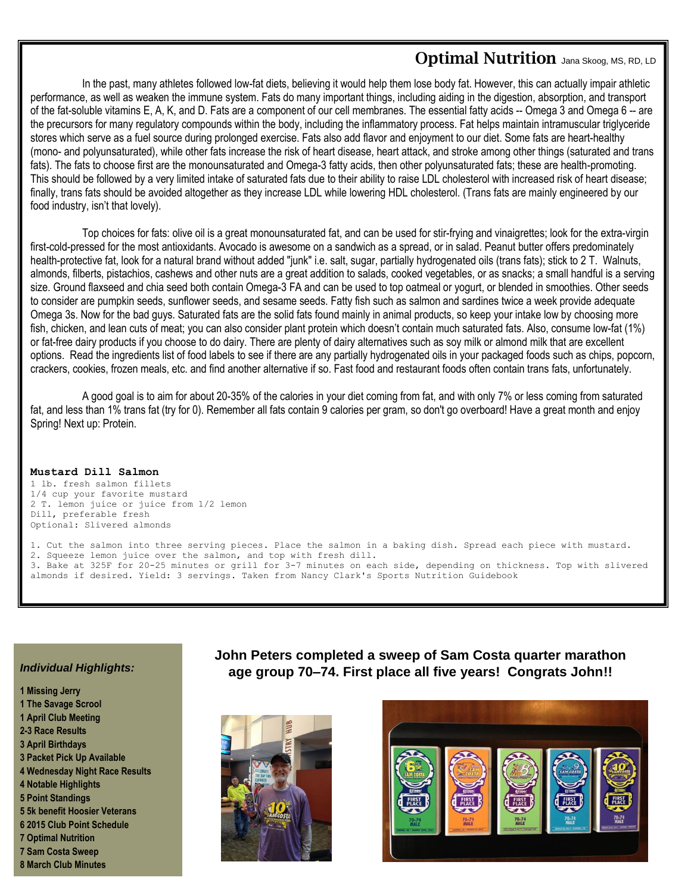## Optimal Nutrition

Jana Skoog, MS, RD, LD

In the past, many athletes followed low-fat diets, believing it would help them lose body fat. However, this can actually impair athletic performance, as well as weaken the immune system. Fats do many important things, including aiding in the digestion, absorption, and transport of the fat-soluble vitamins E, A, K, and D. Fats are a component of our cell membranes. The essential fatty acids -- Omega 3 and Omega 6 -- are the precursors for many regulatory compounds within the body, including the inflammatory process. Fat helps maintain intramuscular triglyceride stores which serve as a fuel source during prolonged exercise. Fats also add flavor and enjoyment to our diet. Some fats are heart-healthy (mono- and polyunsaturated), while other fats increase the risk of heart disease, heart attack, and stroke among other things (saturated and trans fats). The fats to choose first are the monounsaturated and Omega-3 fatty acids, then other polyunsaturated fats; these are health-promoting. This should be followed by a very limited intake of saturated fats due to their ability to raise LDL cholesterol with increased risk of heart disease; finally, trans fats should be avoided altogether as they increase LDL while lowering HDL cholesterol. (Trans fats are mainly engineered by our food industry, isn't that lovely).

Top choices for fats: olive oil is a great monounsaturated fat, and can be used for stir-frying and vinaigrettes; look for the extra-virgin first-cold-pressed for the most antioxidants. Avocado is awesome on a sandwich as a spread, or in salad. Peanut butter offers predominately health-protective fat, look for a natural brand without added "junk" i.e. salt, sugar, partially hydrogenated oils (trans fats); stick to 2 T. Walnuts, almonds, filberts, pistachios, cashews and other nuts are a great addition to salads, cooked vegetables, or as snacks; a small handful is a serving size. Ground flaxseed and chia seed both contain Omega-3 FA and can be used to top oatmeal or yogurt, or blended in smoothies. Other seeds to consider are pumpkin seeds, sunflower seeds, and sesame seeds. Fatty fish such as salmon and sardines twice a week provide adequate Omega 3s. Now for the bad guys. Saturated fats are the solid fats found mainly in animal products, so keep your intake low by choosing more fish, chicken, and lean cuts of meat; you can also consider plant protein which doesn't contain much saturated fats. Also, consume low-fat (1%) or fat-free dairy products if you choose to do dairy. There are plenty of dairy alternatives such as soy milk or almond milk that are excellent options. Read the ingredients list of food labels to see if there are any partially hydrogenated oils in your packaged foods such as chips, popcorn, crackers, cookies, frozen meals, etc. and find another alternative if so. Fast food and restaurant foods often contain trans fats, unfortunately.

A good goal is to aim for about 20-35% of the calories in your diet coming from fat, and with only 7% or less coming from saturated fat, and less than 1% trans fat (try for 0). Remember all fats contain 9 calories per gram, so don't go overboard! Have a great month and enjoy Spring! Next up: Protein.

**Mustard Dill Salmon**

1 lb. fresh salmon fillets
1/4 cup your favorite mustard
2 T. lemon juice or juice from 1/2 lemon
Dill, preferable fresh
Optional: Slivered almonds

1. Cut the salmon into three serving pieces. Place the salmon in a baking dish. Spread each piece with mustard.
2. Squeeze lemon juice over the salmon, and top with fresh dill.
3. Bake at 325F for 20-25 minutes or grill for 3-7 minutes on each side, depending on thickness. Top with slivered almonds if desired. Yield: 3 servings. Taken from Nancy Clark's Sports Nutrition Guidebook

### *Individual Highlights:*

- 1 Missing Jerry
- 1 The Savage Scrool
- 1 April Club Meeting
- 2-3 Race Results
- 3 April Birthdays
- 3 Packet Pick Up Available
- 4 Wednesday Night Race Results
- 4 Notable Highlights
- 5 Point Standings
- 5 5k benefit Hoosier Veterans
- 6 2015 Club Point Schedule
- 7 Optimal Nutrition
- 7 Sam Costa Sweep
- 8 March Club Minutes

**John Peters completed a sweep of Sam Costa quarter marathon age group 70–74. First place all five years! Congrats John!!**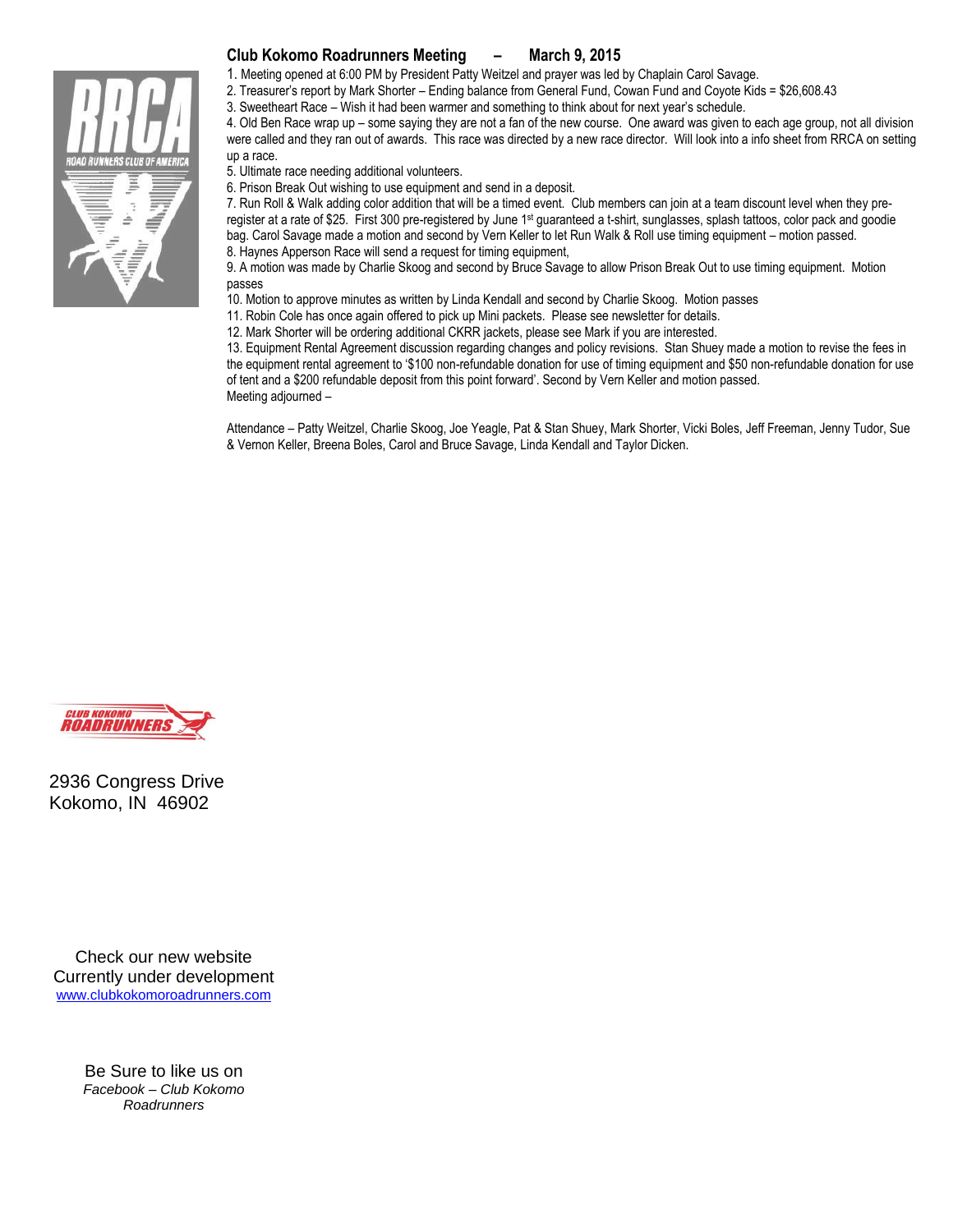## Club Kokomo Roadrunners Meeting – March 9, 2015

1. Meeting opened at 6:00 PM by President Patty Weitzel and prayer was led by Chaplain Carol Savage.
2. Treasurer's report by Mark Shorter – Ending balance from General Fund, Cowan Fund and Coyote Kids = $26,608.43
3. Sweetheart Race – Wish it had been warmer and something to think about for next year's schedule.
4. Old Ben Race wrap up – some saying they are not a fan of the new course. One award was given to each age group, not all division were called and they ran out of awards. This race was directed by a new race director. Will look into a info sheet from RRCA on setting up a race.
5. Ultimate race needing additional volunteers.
6. Prison Break Out wishing to use equipment and send in a deposit.
7. Run Roll & Walk adding color addition that will be a timed event. Club members can join at a team discount level when they pre-register at a rate of $25. First 300 pre-registered by June 1st guaranteed a t-shirt, sunglasses, splash tattoos, color pack and goodie bag. Carol Savage made a motion and second by Vern Keller to let Run Walk & Roll use timing equipment – motion passed.
8. Haynes Apperson Race will send a request for timing equipment,
9. A motion was made by Charlie Skoog and second by Bruce Savage to allow Prison Break Out to use timing equipment. Motion passes
10. Motion to approve minutes as written by Linda Kendall and second by Charlie Skoog. Motion passes
11. Robin Cole has once again offered to pick up Mini packets. Please see newsletter for details.
12. Mark Shorter will be ordering additional CKRR jackets, please see Mark if you are interested.
13. Equipment Rental Agreement discussion regarding changes and policy revisions. Stan Shuey made a motion to revise the fees in the equipment rental agreement to '$100 non-refundable donation for use of timing equipment and $50 non-refundable donation for use of tent and a $200 refundable deposit from this point forward'. Second by Vern Keller and motion passed.

Meeting adjourned –

Attendance – Patty Weitzel, Charlie Skoog, Joe Yeagle, Pat & Stan Shuey, Mark Shorter, Vicki Boles, Jeff Freeman, Jenny Tudor, Sue & Vernon Keller, Breena Boles, Carol and Bruce Savage, Linda Kendall and Taylor Dicken.

2936 Congress Drive
Kokomo, IN 46902

Check our new website
Currently under development
www.clubkokomoroadrunners.com

Be Sure to like us on
*Facebook – Club Kokomo Roadrunners*